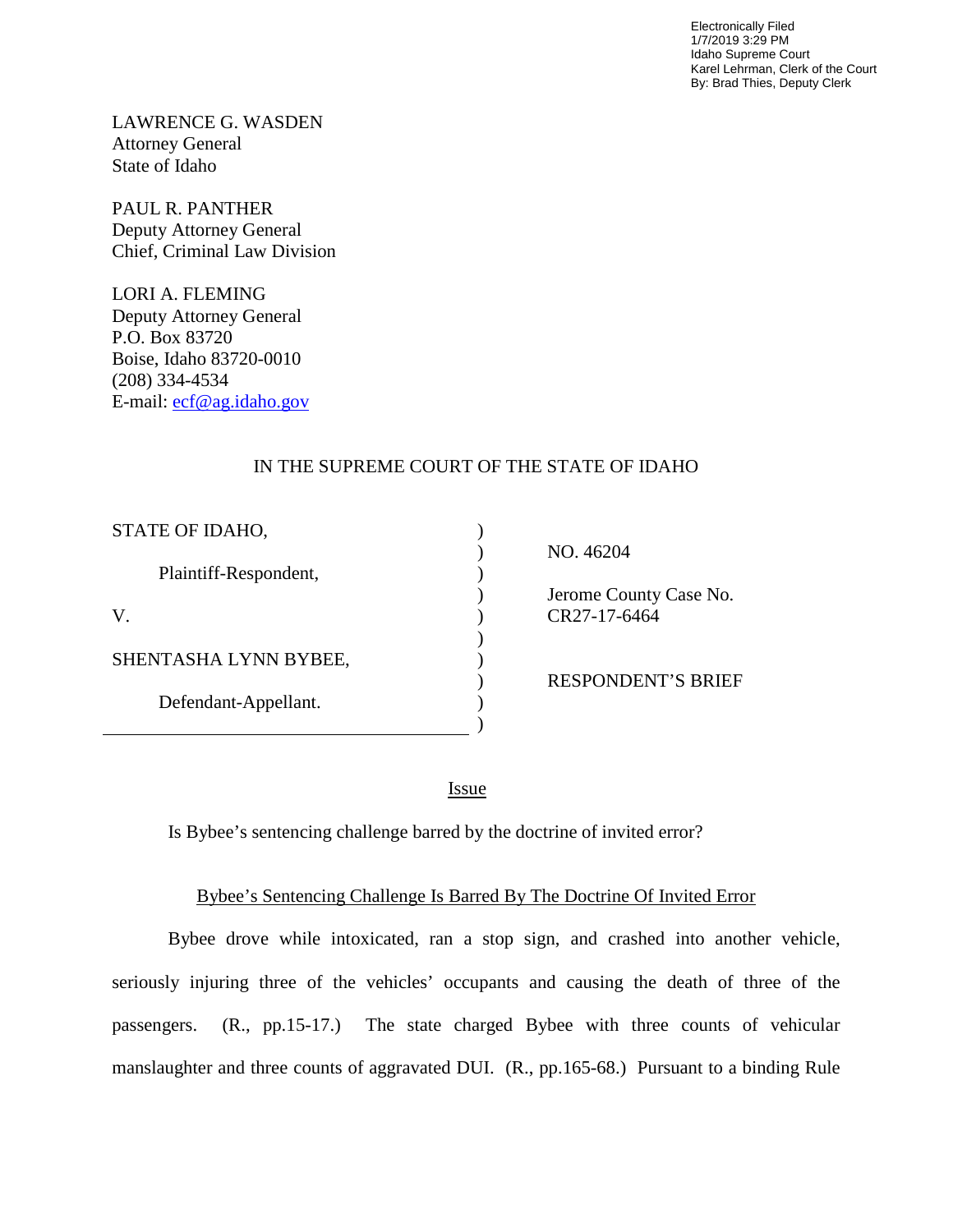Electronically Filed
1/7/2019 3:29 PM
Idaho Supreme Court
Karel Lehrman, Clerk of the Court
By: Brad Thies, Deputy Clerk

LAWRENCE G. WASDEN
Attorney General
State of Idaho

PAUL R. PANTHER
Deputy Attorney General
Chief, Criminal Law Division

LORI A. FLEMING
Deputy Attorney General
P.O. Box 83720
Boise, Idaho 83720-0010
(208) 334-4534
E-mail: ecf@ag.idaho.gov

IN THE SUPREME COURT OF THE STATE OF IDAHO

| | |
|---|---|
| STATE OF IDAHO,<br><br>Plaintiff-Respondent,<br><br>V.<br><br>SHENTASHA LYNN BYBEE,<br><br>Defendant-Appellant. | NO. 46204<br><br>Jerome County Case No. CR27-17-6464<br><br>RESPONDENT'S BRIEF |

## Issue

Is Bybee's sentencing challenge barred by the doctrine of invited error?

## Bybee's Sentencing Challenge Is Barred By The Doctrine Of Invited Error

Bybee drove while intoxicated, ran a stop sign, and crashed into another vehicle, seriously injuring three of the vehicles' occupants and causing the death of three of the passengers. (R., pp.15-17.) The state charged Bybee with three counts of vehicular manslaughter and three counts of aggravated DUI. (R., pp.165-68.) Pursuant to a binding Rule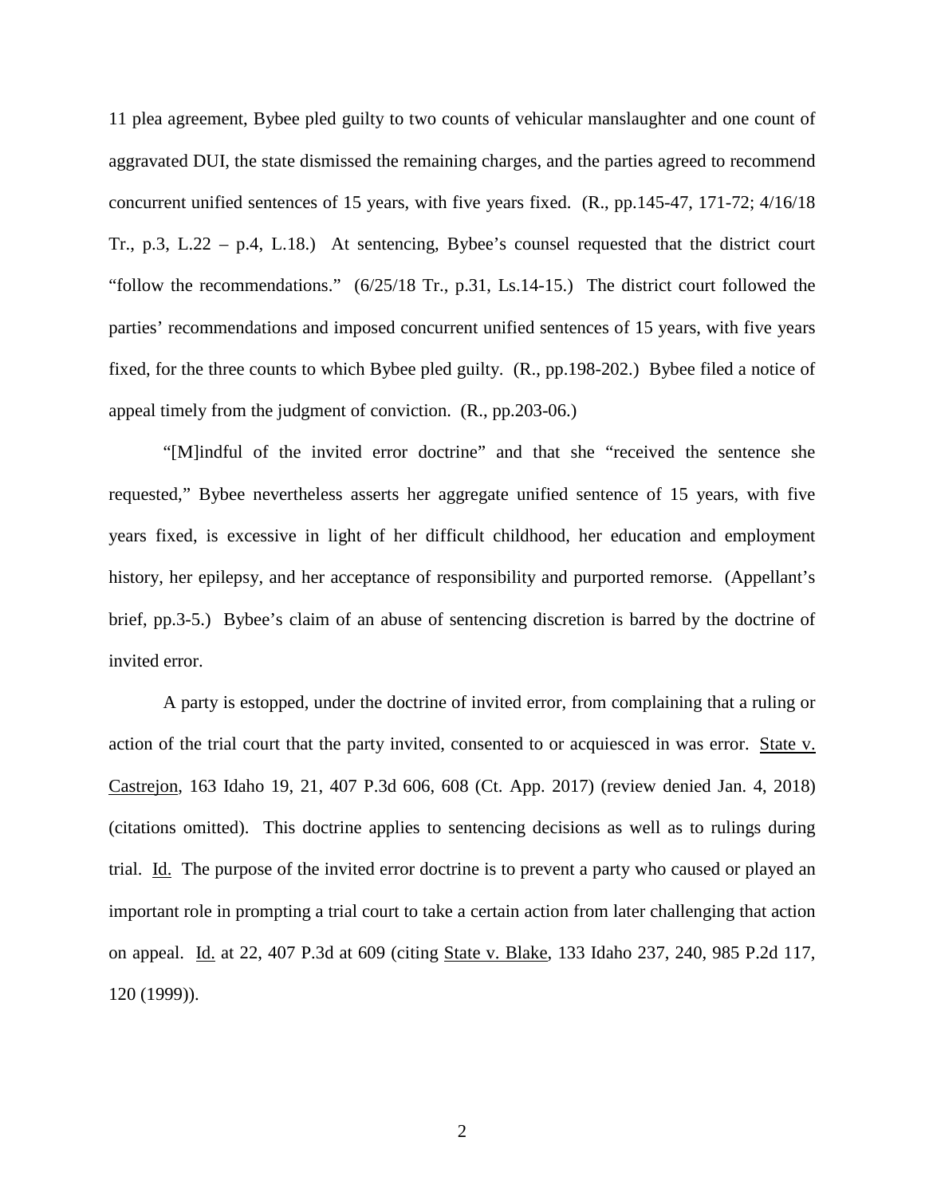11 plea agreement, Bybee pled guilty to two counts of vehicular manslaughter and one count of aggravated DUI, the state dismissed the remaining charges, and the parties agreed to recommend concurrent unified sentences of 15 years, with five years fixed. (R., pp.145-47, 171-72; 4/16/18 Tr., p.3, L.22 – p.4, L.18.) At sentencing, Bybee's counsel requested that the district court "follow the recommendations." (6/25/18 Tr., p.31, Ls.14-15.) The district court followed the parties' recommendations and imposed concurrent unified sentences of 15 years, with five years fixed, for the three counts to which Bybee pled guilty. (R., pp.198-202.) Bybee filed a notice of appeal timely from the judgment of conviction. (R., pp.203-06.)

"[M]indful of the invited error doctrine" and that she "received the sentence she requested," Bybee nevertheless asserts her aggregate unified sentence of 15 years, with five years fixed, is excessive in light of her difficult childhood, her education and employment history, her epilepsy, and her acceptance of responsibility and purported remorse. (Appellant's brief, pp.3-5.) Bybee's claim of an abuse of sentencing discretion is barred by the doctrine of invited error.

A party is estopped, under the doctrine of invited error, from complaining that a ruling or action of the trial court that the party invited, consented to or acquiesced in was error. State v. Castrejon, 163 Idaho 19, 21, 407 P.3d 606, 608 (Ct. App. 2017) (review denied Jan. 4, 2018) (citations omitted). This doctrine applies to sentencing decisions as well as to rulings during trial. Id. The purpose of the invited error doctrine is to prevent a party who caused or played an important role in prompting a trial court to take a certain action from later challenging that action on appeal. Id. at 22, 407 P.3d at 609 (citing State v. Blake, 133 Idaho 237, 240, 985 P.2d 117, 120 (1999)).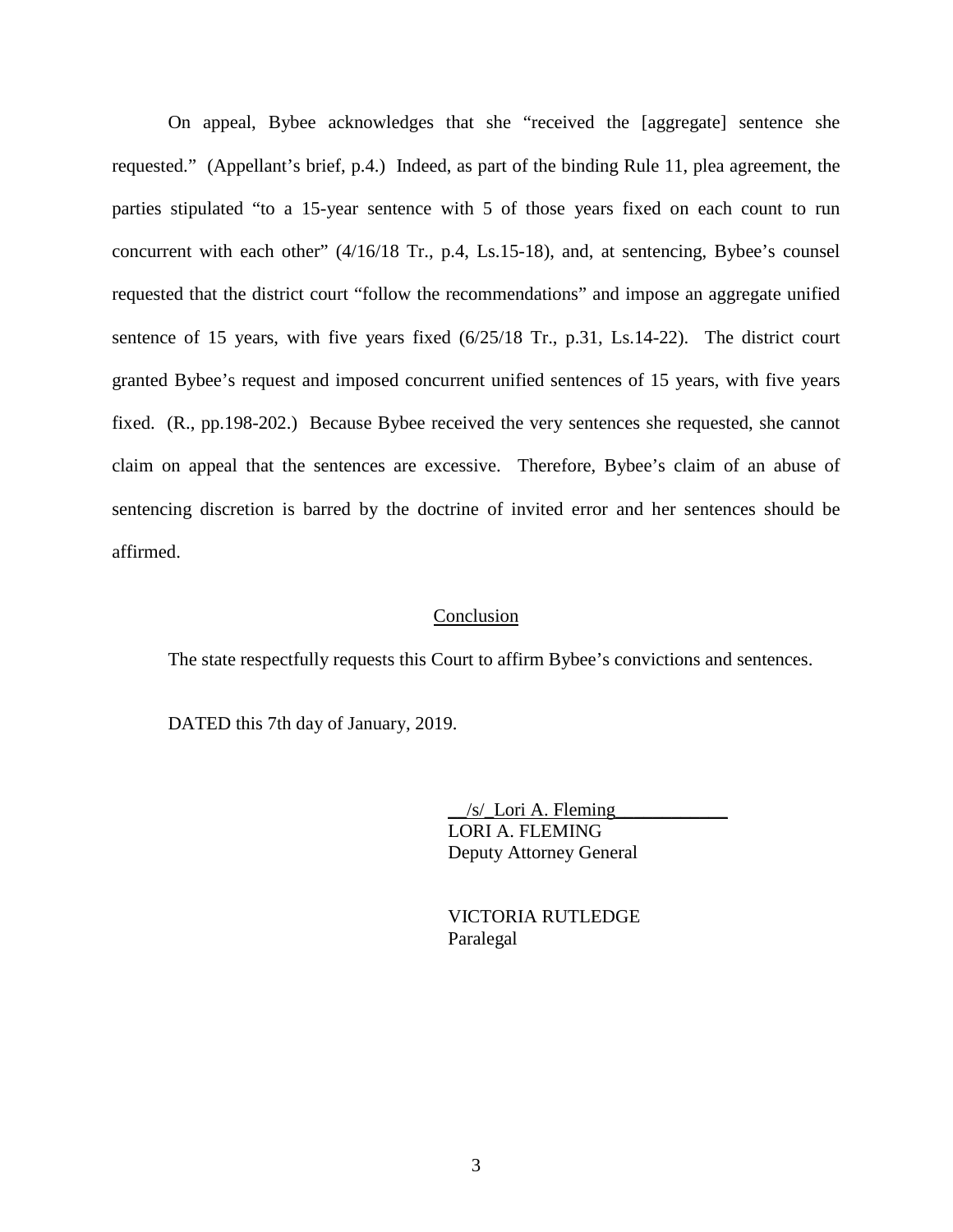On appeal, Bybee acknowledges that she "received the [aggregate] sentence she requested." (Appellant's brief, p.4.) Indeed, as part of the binding Rule 11, plea agreement, the parties stipulated "to a 15-year sentence with 5 of those years fixed on each count to run concurrent with each other" (4/16/18 Tr., p.4, Ls.15-18), and, at sentencing, Bybee's counsel requested that the district court "follow the recommendations" and impose an aggregate unified sentence of 15 years, with five years fixed (6/25/18 Tr., p.31, Ls.14-22). The district court granted Bybee's request and imposed concurrent unified sentences of 15 years, with five years fixed. (R., pp.198-202.) Because Bybee received the very sentences she requested, she cannot claim on appeal that the sentences are excessive. Therefore, Bybee's claim of an abuse of sentencing discretion is barred by the doctrine of invited error and her sentences should be affirmed.

## Conclusion

The state respectfully requests this Court to affirm Bybee's convictions and sentences.

DATED this 7th day of January, 2019.

/s/ Lori A. Fleming
LORI A. FLEMING
Deputy Attorney General

VICTORIA RUTLEDGE
Paralegal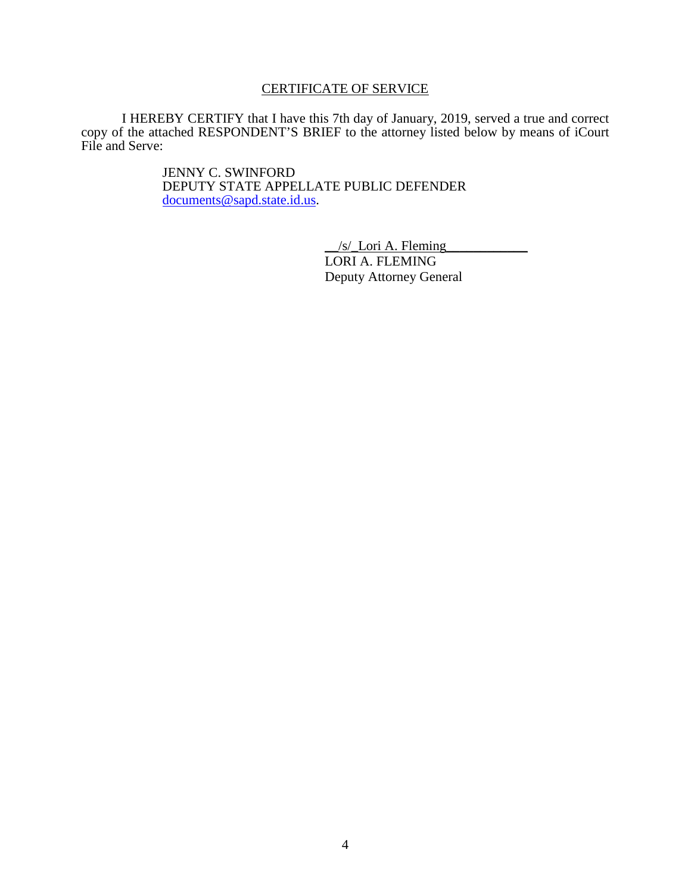## CERTIFICATE OF SERVICE

I HEREBY CERTIFY that I have this 7th day of January, 2019, served a true and correct copy of the attached RESPONDENT'S BRIEF to the attorney listed below by means of iCourt File and Serve:

JENNY C. SWINFORD
DEPUTY STATE APPELLATE PUBLIC DEFENDER
documents@sapd.state.id.us.

/s/ Lori A. Fleming
LORI A. FLEMING
Deputy Attorney General